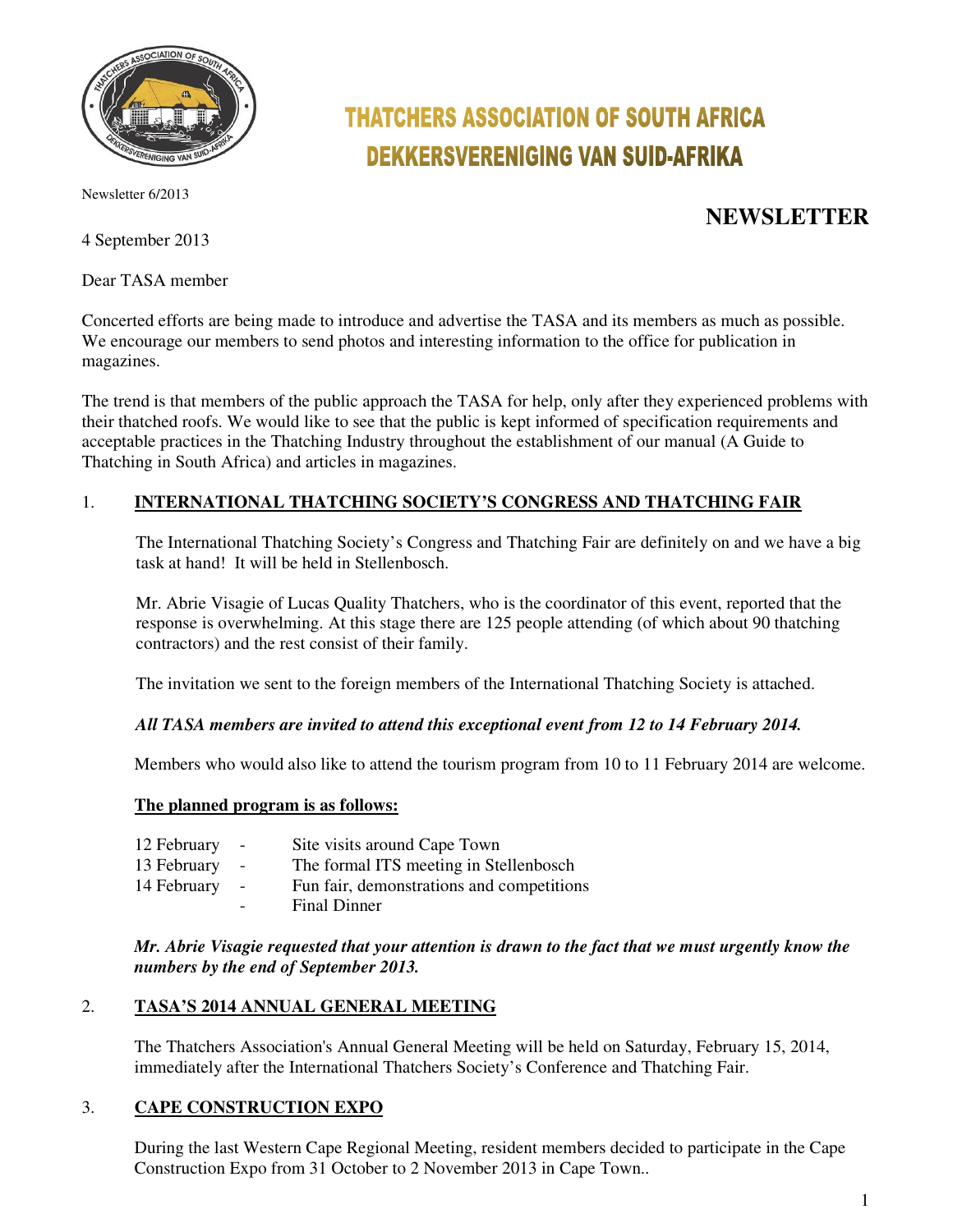# THATCHERS ASSOCIATION OF SOUTH AFRICA
# DEKKERSVERENIGING VAN SUID-AFRIKA

Newsletter 6/2013

## NEWSLETTER

4 September 2013

Dear TASA member

Concerted efforts are being made to introduce and advertise the TASA and its members as much as possible. We encourage our members to send photos and interesting information to the office for publication in magazines.

The trend is that members of the public approach the TASA for help, only after they experienced problems with their thatched roofs. We would like to see that the public is kept informed of specification requirements and acceptable practices in the Thatching Industry throughout the establishment of our manual (A Guide to Thatching in South Africa) and articles in magazines.

### 1. INTERNATIONAL THATCHING SOCIETY'S CONGRESS AND THATCHING FAIR

The International Thatching Society's Congress and Thatching Fair are definitely on and we have a big task at hand! It will be held in Stellenbosch.

Mr. Abrie Visagie of Lucas Quality Thatchers, who is the coordinator of this event, reported that the response is overwhelming. At this stage there are 125 people attending (of which about 90 thatching contractors) and the rest consist of their family.

The invitation we sent to the foreign members of the International Thatching Society is attached.

***All TASA members are invited to attend this exceptional event from 12 to 14 February 2014.***

Members who would also like to attend the tourism program from 10 to 11 February 2014 are welcome.

**The planned program is as follows:**

| | | |
|---|---|---|
| 12 February | - | Site visits around Cape Town |
| 13 February | - | The formal ITS meeting in Stellenbosch |
| 14 February | - | Fun fair, demonstrations and competitions |
| | - | Final Dinner |

***Mr. Abrie Visagie requested that your attention is drawn to the fact that we must urgently know the numbers by the end of September 2013.***

### 2. TASA'S 2014 ANNUAL GENERAL MEETING

The Thatchers Association's Annual General Meeting will be held on Saturday, February 15, 2014, immediately after the International Thatchers Society's Conference and Thatching Fair.

### 3. CAPE CONSTRUCTION EXPO

During the last Western Cape Regional Meeting, resident members decided to participate in the Cape Construction Expo from 31 October to 2 November 2013 in Cape Town..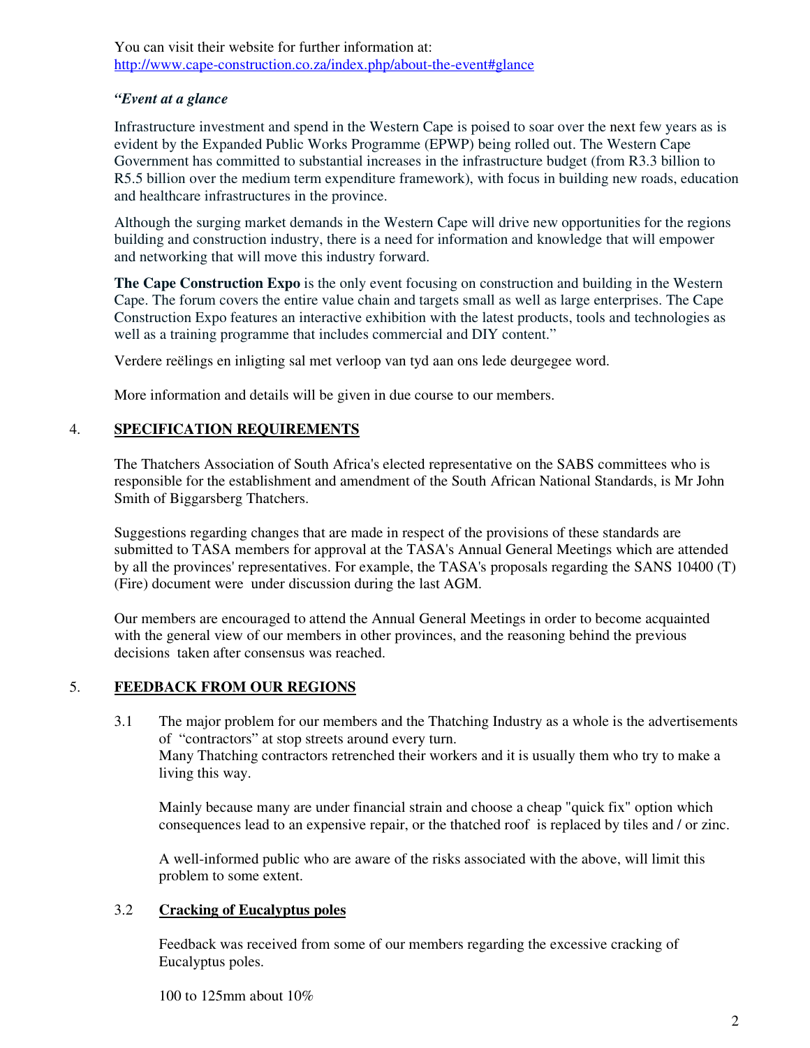You can visit their website for further information at:
http://www.cape-construction.co.za/index.php/about-the-event#glance

*"Event at a glance*

Infrastructure investment and spend in the Western Cape is poised to soar over the next few years as is evident by the Expanded Public Works Programme (EPWP) being rolled out. The Western Cape Government has committed to substantial increases in the infrastructure budget (from R3.3 billion to R5.5 billion over the medium term expenditure framework), with focus in building new roads, education and healthcare infrastructures in the province.

Although the surging market demands in the Western Cape will drive new opportunities for the regions building and construction industry, there is a need for information and knowledge that will empower and networking that will move this industry forward.

**The Cape Construction Expo** is the only event focusing on construction and building in the Western Cape. The forum covers the entire value chain and targets small as well as large enterprises. The Cape Construction Expo features an interactive exhibition with the latest products, tools and technologies as well as a training programme that includes commercial and DIY content."

Verdere reëlings en inligting sal met verloop van tyd aan ons lede deurgegee word.

More information and details will be given in due course to our members.

## 4. SPECIFICATION REQUIREMENTS

The Thatchers Association of South Africa's elected representative on the SABS committees who is responsible for the establishment and amendment of the South African National Standards, is Mr John Smith of Biggarsberg Thatchers.

Suggestions regarding changes that are made in respect of the provisions of these standards are submitted to TASA members for approval at the TASA's Annual General Meetings which are attended by all the provinces' representatives. For example, the TASA's proposals regarding the SANS 10400 (T) (Fire) document were under discussion during the last AGM.

Our members are encouraged to attend the Annual General Meetings in order to become acquainted with the general view of our members in other provinces, and the reasoning behind the previous decisions taken after consensus was reached.

## 5. FEEDBACK FROM OUR REGIONS

3.1 The major problem for our members and the Thatching Industry as a whole is the advertisements of "contractors" at stop streets around every turn.
Many Thatching contractors retrenched their workers and it is usually them who try to make a living this way.

Mainly because many are under financial strain and choose a cheap "quick fix" option which consequences lead to an expensive repair, or the thatched roof is replaced by tiles and / or zinc.

A well-informed public who are aware of the risks associated with the above, will limit this problem to some extent.

### 3.2 Cracking of Eucalyptus poles

Feedback was received from some of our members regarding the excessive cracking of Eucalyptus poles.

100 to 125mm about 10%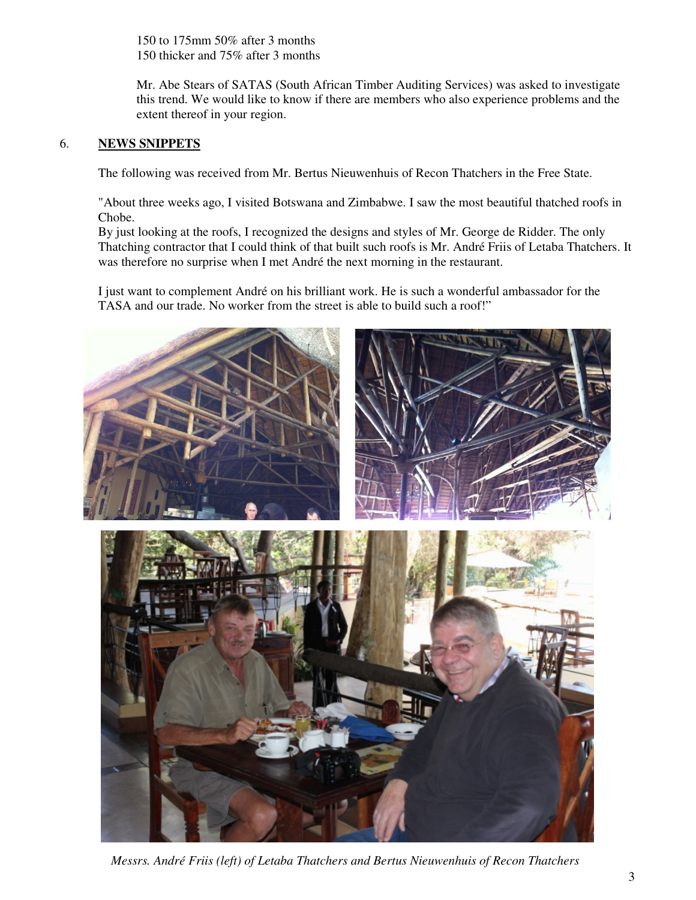150 to 175mm 50% after 3 months
150 thicker and 75% after 3 months

Mr. Abe Stears of SATAS (South African Timber Auditing Services) was asked to investigate this trend. We would like to know if there are members who also experience problems and the extent thereof in your region.

## 6. NEWS SNIPPETS

The following was received from Mr. Bertus Nieuwenhuis of Recon Thatchers in the Free State.

"About three weeks ago, I visited Botswana and Zimbabwe. I saw the most beautiful thatched roofs in Chobe.
By just looking at the roofs, I recognized the designs and styles of Mr. George de Ridder. The only Thatching contractor that I could think of that built such roofs is Mr. André Friis of Letaba Thatchers. It was therefore no surprise when I met André the next morning in the restaurant.

I just want to complement André on his brilliant work. He is such a wonderful ambassador for the TASA and our trade. No worker from the street is able to build such a roof!"

*Messrs. André Friis (left) of Letaba Thatchers and Bertus Nieuwenhuis of Recon Thatchers*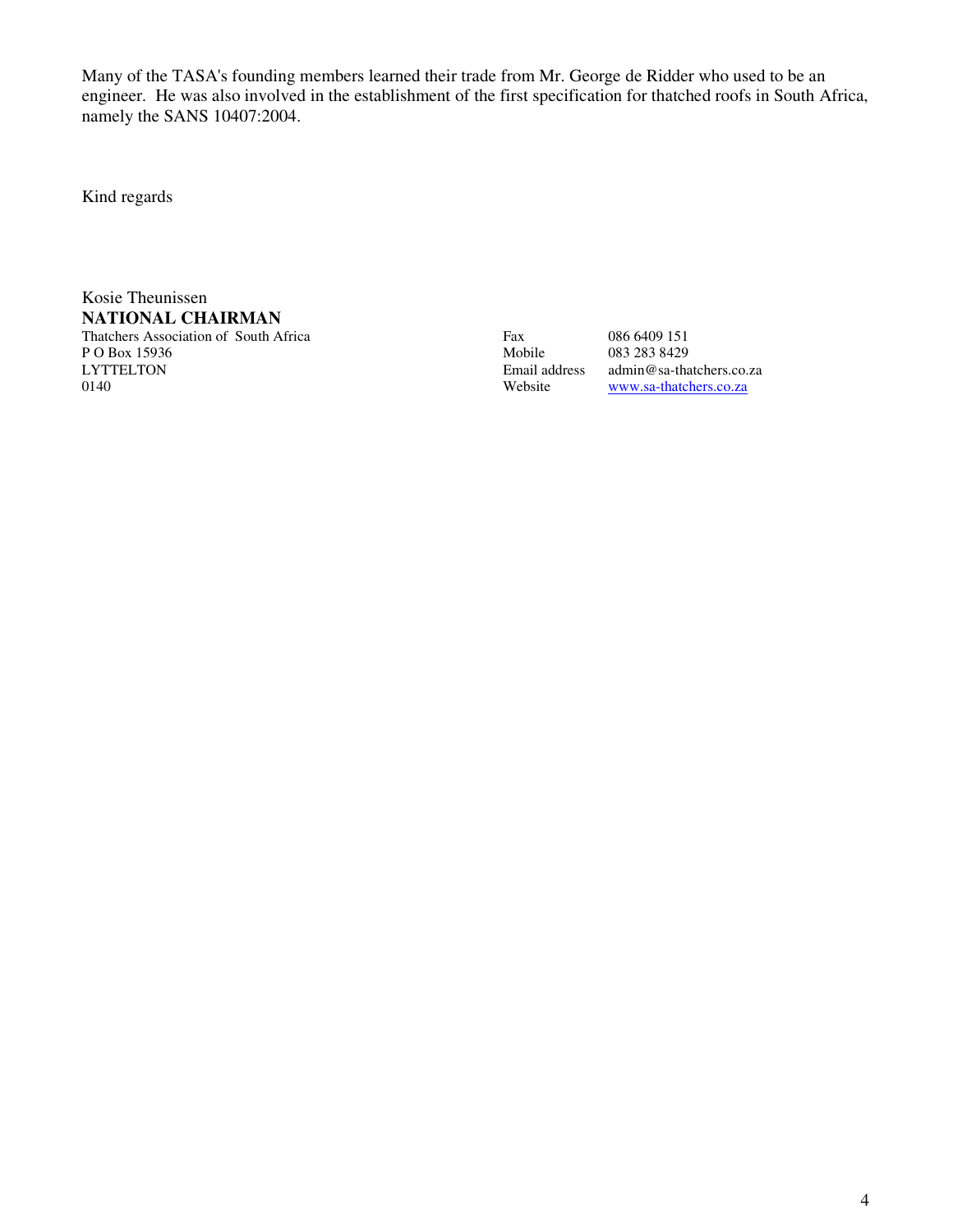Many of the TASA's founding members learned their trade from Mr. George de Ridder who used to be an engineer. He was also involved in the establishment of the first specification for thatched roofs in South Africa, namely the SANS 10407:2004.

Kind regards

Kosie Theunissen
**NATIONAL CHAIRMAN**
Thatchers Association of South Africa
P O Box 15936
LYTTELTON
0140

| | |
|---|---|
| Fax | 086 6409 151 |
| Mobile | 083 283 8429 |
| Email address | admin@sa-thatchers.co.za |
| Website | www.sa-thatchers.co.za |